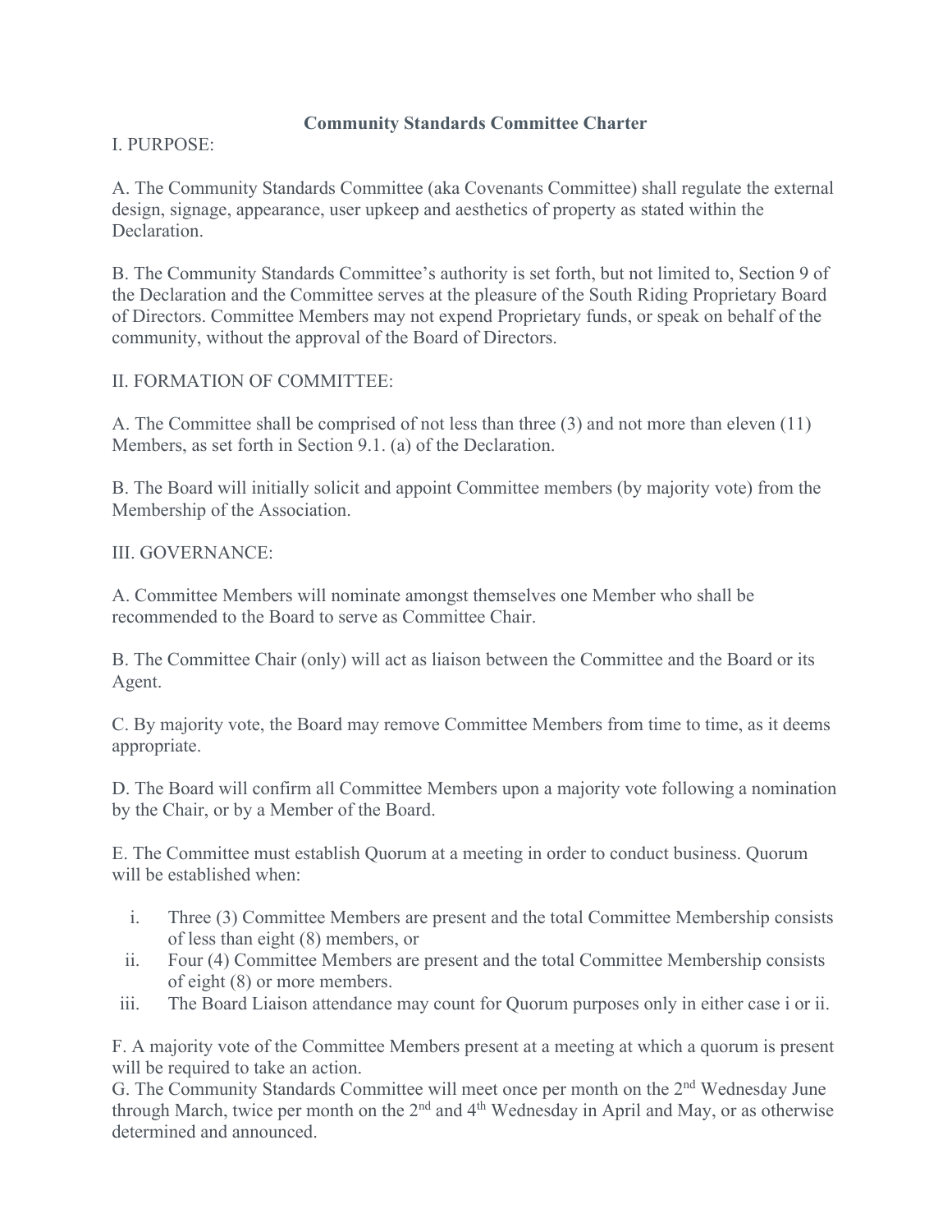# Community Standards Committee Charter

I. PURPOSE:

A. The Community Standards Committee (aka Covenants Committee) shall regulate the external design, signage, appearance, user upkeep and aesthetics of property as stated within the Declaration.

B. The Community Standards Committee's authority is set forth, but not limited to, Section 9 of the Declaration and the Committee serves at the pleasure of the South Riding Proprietary Board of Directors. Committee Members may not expend Proprietary funds, or speak on behalf of the community, without the approval of the Board of Directors.

II. FORMATION OF COMMITTEE:

A. The Committee shall be comprised of not less than three (3) and not more than eleven (11) Members, as set forth in Section 9.1. (a) of the Declaration.

B. The Board will initially solicit and appoint Committee members (by majority vote) from the Membership of the Association.

III. GOVERNANCE:

A. Committee Members will nominate amongst themselves one Member who shall be recommended to the Board to serve as Committee Chair.

B. The Committee Chair (only) will act as liaison between the Committee and the Board or its Agent.

C. By majority vote, the Board may remove Committee Members from time to time, as it deems appropriate.

D. The Board will confirm all Committee Members upon a majority vote following a nomination by the Chair, or by a Member of the Board.

E. The Committee must establish Quorum at a meeting in order to conduct business. Quorum will be established when:

i. Three (3) Committee Members are present and the total Committee Membership consists of less than eight (8) members, or
ii. Four (4) Committee Members are present and the total Committee Membership consists of eight (8) or more members.
iii. The Board Liaison attendance may count for Quorum purposes only in either case i or ii.

F. A majority vote of the Committee Members present at a meeting at which a quorum is present will be required to take an action.

G. The Community Standards Committee will meet once per month on the 2nd Wednesday June through March, twice per month on the 2nd and 4th Wednesday in April and May, or as otherwise determined and announced.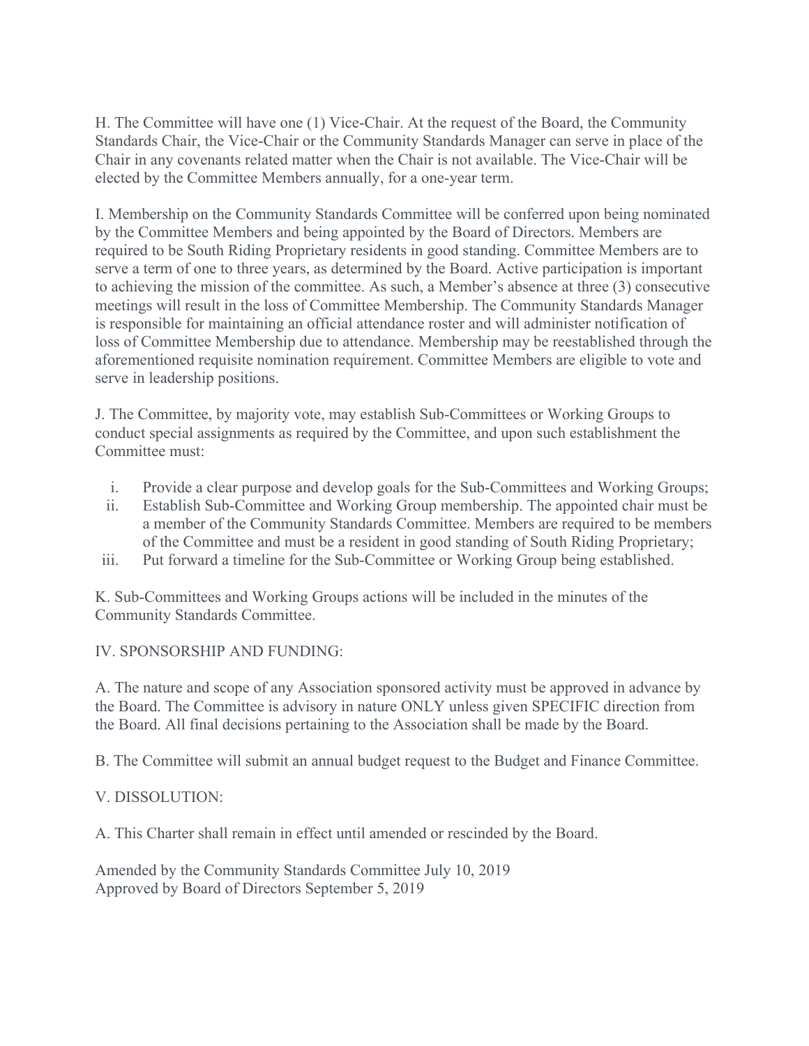H. The Committee will have one (1) Vice-Chair. At the request of the Board, the Community Standards Chair, the Vice-Chair or the Community Standards Manager can serve in place of the Chair in any covenants related matter when the Chair is not available. The Vice-Chair will be elected by the Committee Members annually, for a one-year term.

I. Membership on the Community Standards Committee will be conferred upon being nominated by the Committee Members and being appointed by the Board of Directors. Members are required to be South Riding Proprietary residents in good standing. Committee Members are to serve a term of one to three years, as determined by the Board. Active participation is important to achieving the mission of the committee. As such, a Member's absence at three (3) consecutive meetings will result in the loss of Committee Membership. The Community Standards Manager is responsible for maintaining an official attendance roster and will administer notification of loss of Committee Membership due to attendance. Membership may be reestablished through the aforementioned requisite nomination requirement. Committee Members are eligible to vote and serve in leadership positions.

J. The Committee, by majority vote, may establish Sub-Committees or Working Groups to conduct special assignments as required by the Committee, and upon such establishment the Committee must:

i. Provide a clear purpose and develop goals for the Sub-Committees and Working Groups;
ii. Establish Sub-Committee and Working Group membership. The appointed chair must be a member of the Community Standards Committee. Members are required to be members of the Committee and must be a resident in good standing of South Riding Proprietary;
iii. Put forward a timeline for the Sub-Committee or Working Group being established.

K. Sub-Committees and Working Groups actions will be included in the minutes of the Community Standards Committee.

IV. SPONSORSHIP AND FUNDING:

A. The nature and scope of any Association sponsored activity must be approved in advance by the Board. The Committee is advisory in nature ONLY unless given SPECIFIC direction from the Board. All final decisions pertaining to the Association shall be made by the Board.

B. The Committee will submit an annual budget request to the Budget and Finance Committee.

V. DISSOLUTION:

A. This Charter shall remain in effect until amended or rescinded by the Board.

Amended by the Community Standards Committee July 10, 2019
Approved by Board of Directors September 5, 2019